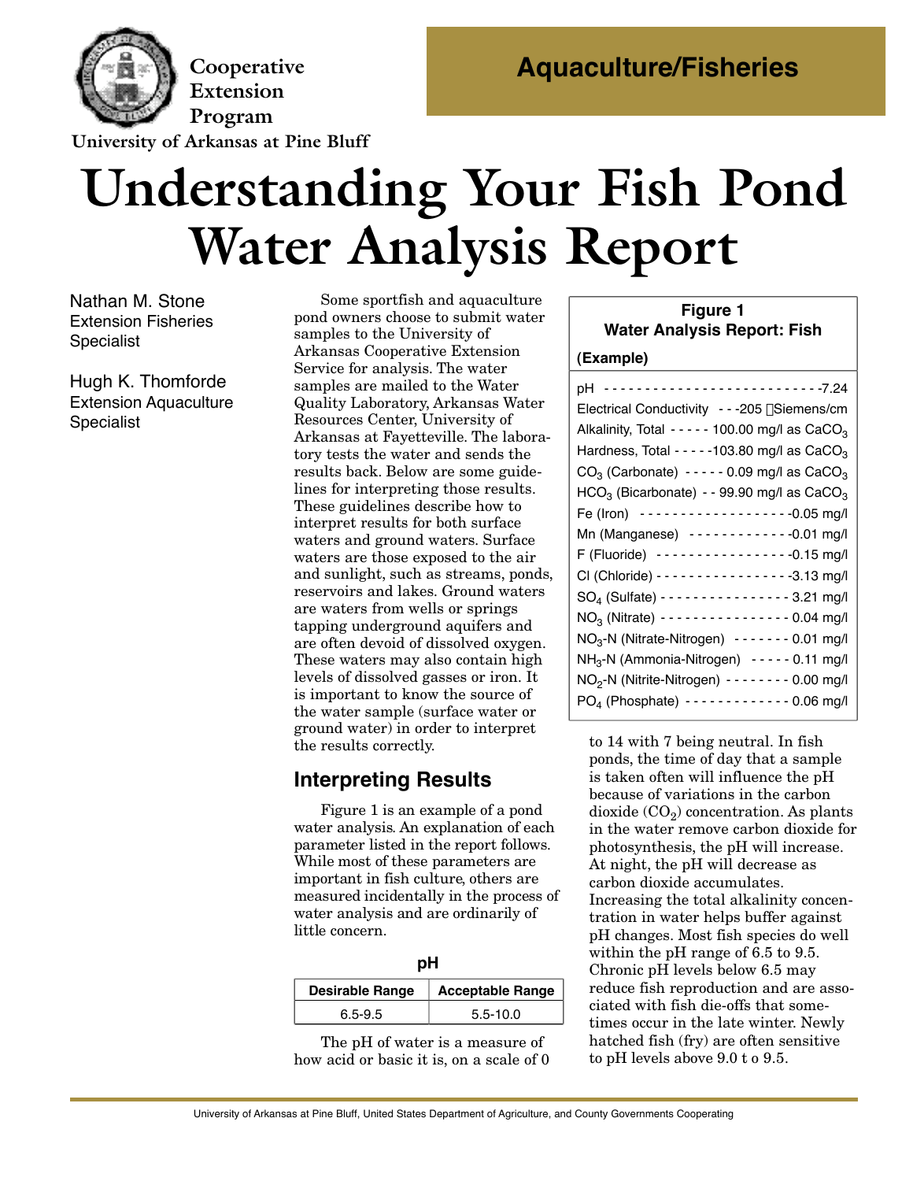Cooperative Extension Program

University of Arkansas at Pine Bluff

Aquaculture/Fisheries

# Understanding Your Fish Pond Water Analysis Report

Nathan M. Stone
Extension Fisheries Specialist

Hugh K. Thomforde
Extension Aquaculture Specialist

Some sportfish and aquaculture pond owners choose to submit water samples to the University of Arkansas Cooperative Extension Service for analysis. The water samples are mailed to the Water Quality Laboratory, Arkansas Water Resources Center, University of Arkansas at Fayetteville. The laboratory tests the water and sends the results back. Below are some guidelines for interpreting those results. These guidelines describe how to interpret results for both surface waters and ground waters. Surface waters are those exposed to the air and sunlight, such as streams, ponds, reservoirs and lakes. Ground waters are waters from wells or springs tapping underground aquifers and are often devoid of dissolved oxygen. These waters may also contain high levels of dissolved gasses or iron. It is important to know the source of the water sample (surface water or ground water) in order to interpret the results correctly.

**Figure 1**
**Water Analysis Report: Fish**

**(Example)**

| Parameter | Value |
|---|---|
| pH | 7.24 |
| Electrical Conductivity | 205 µSiemens/cm |
| Alkalinity, Total | 100.00 mg/l as $CaCO_3$ |
| Hardness, Total | 103.80 mg/l as $CaCO_3$ |
| $CO_3$ (Carbonate) | 0.09 mg/l as $CaCO_3$ |
| $HCO_3$ (Bicarbonate) | 99.90 mg/l as $CaCO_3$ |
| Fe (Iron) | 0.05 mg/l |
| Mn (Manganese) | 0.01 mg/l |
| F (Fluoride) | 0.15 mg/l |
| Cl (Chloride) | 3.13 mg/l |
| $SO_4$ (Sulfate) | 3.21 mg/l |
| $NO_3$ (Nitrate) | 0.04 mg/l |
| $NO_3$-N (Nitrate-Nitrogen) | 0.01 mg/l |
| $NH_3$-N (Ammonia-Nitrogen) | 0.11 mg/l |
| $NO_2$-N (Nitrite-Nitrogen) | 0.00 mg/l |
| $PO_4$ (Phosphate) | 0.06 mg/l |

## Interpreting Results

Figure 1 is an example of a pond water analysis. An explanation of each parameter listed in the report follows. While most of these parameters are important in fish culture, others are measured incidentally in the process of water analysis and are ordinarily of little concern.

### pH

| Desirable Range | Acceptable Range |
|---|---|
| 6.5-9.5 | 5.5-10.0 |

The pH of water is a measure of how acid or basic it is, on a scale of 0 to 14 with 7 being neutral. In fish ponds, the time of day that a sample is taken often will influence the pH because of variations in the carbon dioxide ($CO_2$) concentration. As plants in the water remove carbon dioxide for photosynthesis, the pH will increase. At night, the pH will decrease as carbon dioxide accumulates. Increasing the total alkalinity concentration in water helps buffer against pH changes. Most fish species do well within the pH range of 6.5 to 9.5. Chronic pH levels below 6.5 may reduce fish reproduction and are associated with fish die-offs that sometimes occur in the late winter. Newly hatched fish (fry) are often sensitive to pH levels above 9.0 t o 9.5.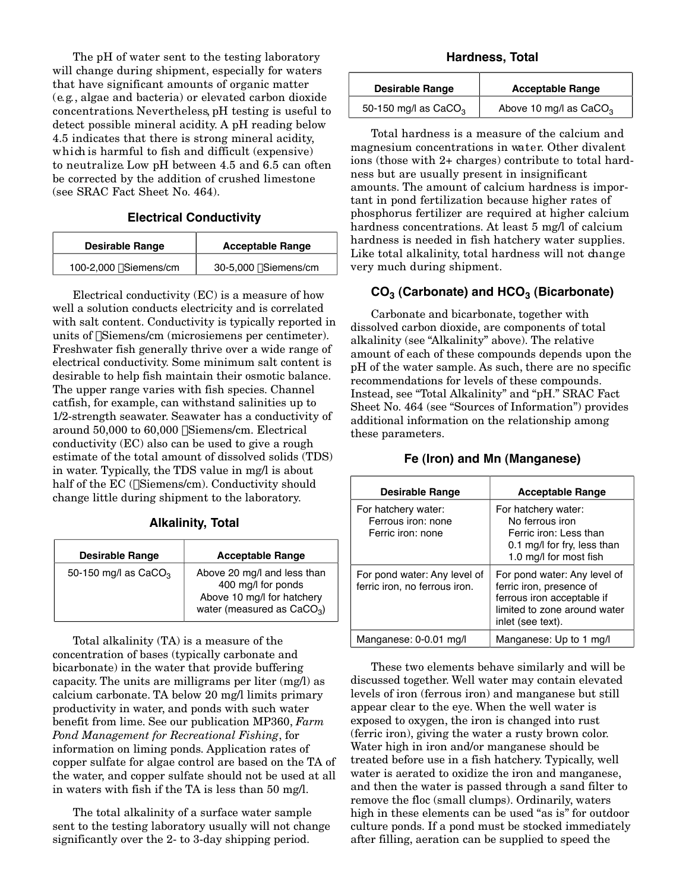The pH of water sent to the testing laboratory will change during shipment, especially for waters that have significant amounts of organic matter (e.g., algae and bacteria) or elevated carbon dioxide concentrations. Nevertheless, pH testing is useful to detect possible mineral acidity. A pH reading below 4.5 indicates that there is strong mineral acidity, which is harmful to fish and difficult (expensive) to neutralize. Low pH between 4.5 and 6.5 can often be corrected by the addition of crushed limestone (see SRAC Fact Sheet No. 464).

### Electrical Conductivity

| Desirable Range | Acceptable Range |
|---|---|
| 100-2,000 µSiemens/cm | 30-5,000 µSiemens/cm |

Electrical conductivity (EC) is a measure of how well a solution conducts electricity and is correlated with salt content. Conductivity is typically reported in units of µSiemens/cm (microsiemens per centimeter). Freshwater fish generally thrive over a wide range of electrical conductivity. Some minimum salt content is desirable to help fish maintain their osmotic balance. The upper range varies with fish species. Channel catfish, for example, can withstand salinities up to 1/2-strength seawater. Seawater has a conductivity of around 50,000 to 60,000 µSiemens/cm. Electrical conductivity (EC) also can be used to give a rough estimate of the total amount of dissolved solids (TDS) in water. Typically, the TDS value in mg/l is about half of the EC (µSiemens/cm). Conductivity should change little during shipment to the laboratory.

### Alkalinity, Total

| Desirable Range | Acceptable Range |
|---|---|
| 50-150 mg/l as $CaCO_3$ | Above 20 mg/l and less than 400 mg/l for ponds<br>Above 10 mg/l for hatchery water (measured as $CaCO_3$) |

Total alkalinity (TA) is a measure of the concentration of bases (typically carbonate and bicarbonate) in the water that provide buffering capacity. The units are milligrams per liter (mg/l) as calcium carbonate. TA below 20 mg/l limits primary productivity in water, and ponds with such water benefit from lime. See our publication MP360, *Farm Pond Management for Recreational Fishing*, for information on liming ponds. Application rates of copper sulfate for algae control are based on the TA of the water, and copper sulfate should not be used at all in waters with fish if the TA is less than 50 mg/l.

The total alkalinity of a surface water sample sent to the testing laboratory usually will not change significantly over the 2- to 3-day shipping period.

### Hardness, Total

| Desirable Range | Acceptable Range |
|---|---|
| 50-150 mg/l as $CaCO_3$ | Above 10 mg/l as $CaCO_3$ |

Total hardness is a measure of the calcium and magnesium concentrations in water. Other divalent ions (those with 2+ charges) contribute to total hardness but are usually present in insignificant amounts. The amount of calcium hardness is important in pond fertilization because higher rates of phosphorus fertilizer are required at higher calcium hardness concentrations. At least 5 mg/l of calcium hardness is needed in fish hatchery water supplies. Like total alkalinity, total hardness will not change very much during shipment.

### $CO_3$ (Carbonate) and $HCO_3$ (Bicarbonate)

Carbonate and bicarbonate, together with dissolved carbon dioxide, are components of total alkalinity (see "Alkalinity" above). The relative amount of each of these compounds depends upon the pH of the water sample. As such, there are no specific recommendations for levels of these compounds. Instead, see "Total Alkalinity" and "pH." SRAC Fact Sheet No. 464 (see "Sources of Information") provides additional information on the relationship among these parameters.

### Fe (Iron) and Mn (Manganese)

| Desirable Range | Acceptable Range |
|---|---|
| For hatchery water:<br>Ferrous iron: none<br>Ferric iron: none | For hatchery water:<br>No ferrous iron<br>Ferric iron: Less than 0.1 mg/l for fry, less than 1.0 mg/l for most fish |
| For pond water: Any level of ferric iron, no ferrous iron. | For pond water: Any level of ferric iron, presence of ferrous iron acceptable if limited to zone around water inlet (see text). |
| Manganese: 0-0.01 mg/l | Manganese: Up to 1 mg/l |

These two elements behave similarly and will be discussed together. Well water may contain elevated levels of iron (ferrous iron) and manganese but still appear clear to the eye. When the well water is exposed to oxygen, the iron is changed into rust (ferric iron), giving the water a rusty brown color. Water high in iron and/or manganese should be treated before use in a fish hatchery. Typically, well water is aerated to oxidize the iron and manganese, and then the water is passed through a sand filter to remove the floc (small clumps). Ordinarily, waters high in these elements can be used "as is" for outdoor culture ponds. If a pond must be stocked immediately after filling, aeration can be supplied to speed the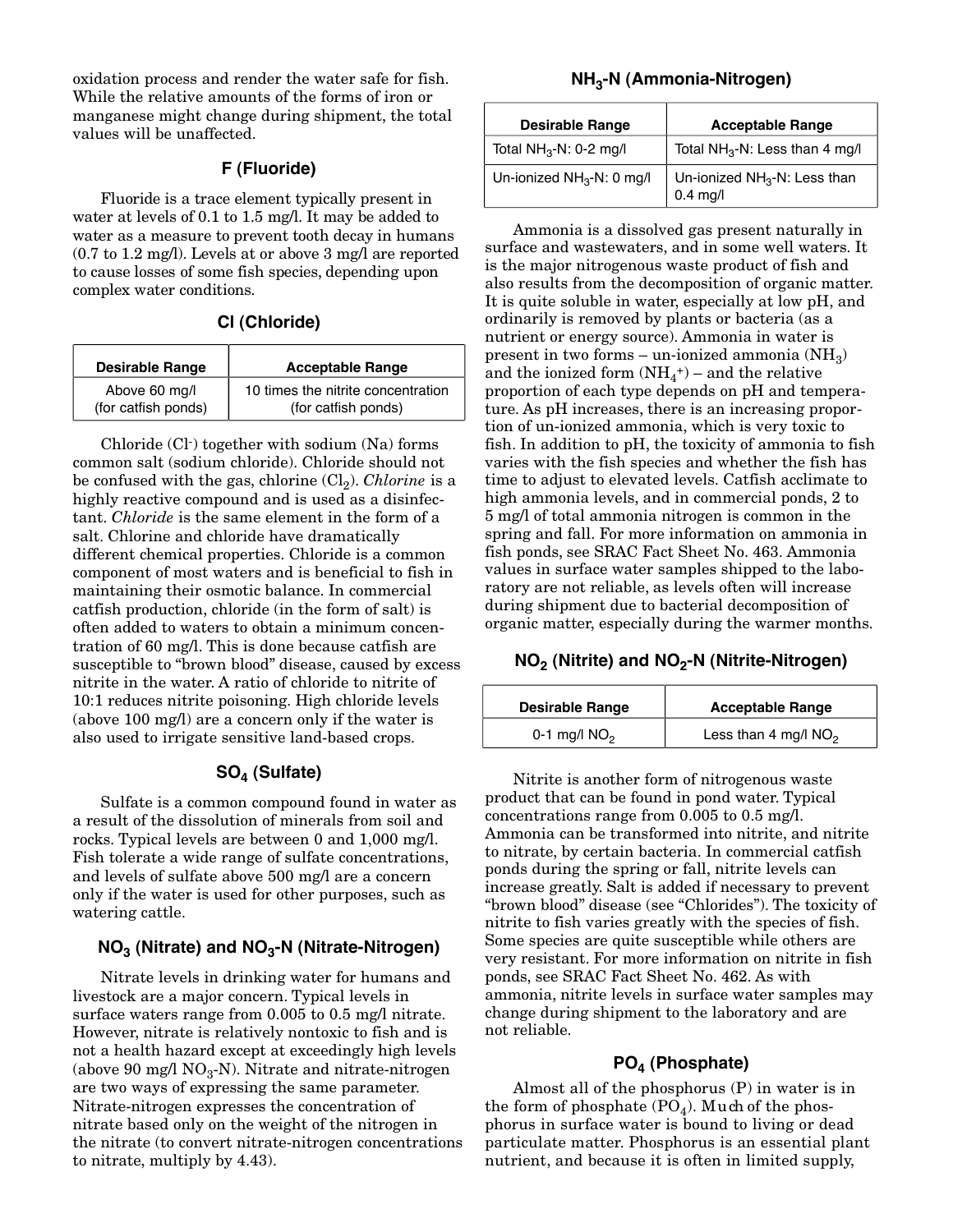oxidation process and render the water safe for fish. While the relative amounts of the forms of iron or manganese might change during shipment, the total values will be unaffected.

### F (Fluoride)

Fluoride is a trace element typically present in water at levels of 0.1 to 1.5 mg/l. It may be added to water as a measure to prevent tooth decay in humans (0.7 to 1.2 mg/l). Levels at or above 3 mg/l are reported to cause losses of some fish species, depending upon complex water conditions.

### Cl (Chloride)

| Desirable Range | Acceptable Range |
|---|---|
| Above 60 mg/l (for catfish ponds) | 10 times the nitrite concentration (for catfish ponds) |

Chloride ($Cl^-$) together with sodium (Na) forms common salt (sodium chloride). Chloride should not be confused with the gas, chlorine ($Cl_2$). *Chlorine* is a highly reactive compound and is used as a disinfectant. *Chloride* is the same element in the form of a salt. Chlorine and chloride have dramatically different chemical properties. Chloride is a common component of most waters and is beneficial to fish in maintaining their osmotic balance. In commercial catfish production, chloride (in the form of salt) is often added to waters to obtain a minimum concentration of 60 mg/l. This is done because catfish are susceptible to "brown blood" disease, caused by excess nitrite in the water. A ratio of chloride to nitrite of 10:1 reduces nitrite poisoning. High chloride levels (above 100 mg/l) are a concern only if the water is also used to irrigate sensitive land-based crops.

### $SO_4$ (Sulfate)

Sulfate is a common compound found in water as a result of the dissolution of minerals from soil and rocks. Typical levels are between 0 and 1,000 mg/l. Fish tolerate a wide range of sulfate concentrations, and levels of sulfate above 500 mg/l are a concern only if the water is used for other purposes, such as watering cattle.

### $NO_3$ (Nitrate) and $NO_3$-N (Nitrate-Nitrogen)

Nitrate levels in drinking water for humans and livestock are a major concern. Typical levels in surface waters range from 0.005 to 0.5 mg/l nitrate. However, nitrate is relatively nontoxic to fish and is not a health hazard except at exceedingly high levels (above 90 mg/l $NO_3$-N). Nitrate and nitrate-nitrogen are two ways of expressing the same parameter. Nitrate-nitrogen expresses the concentration of nitrate based only on the weight of the nitrogen in the nitrate (to convert nitrate-nitrogen concentrations to nitrate, multiply by 4.43).

### $NH_3$-N (Ammonia-Nitrogen)

| Desirable Range | Acceptable Range |
|---|---|
| Total $NH_3$-N: 0-2 mg/l | Total $NH_3$-N: Less than 4 mg/l |
| Un-ionized $NH_3$-N: 0 mg/l | Un-ionized $NH_3$-N: Less than 0.4 mg/l |

Ammonia is a dissolved gas present naturally in surface and wastewaters, and in some well waters. It is the major nitrogenous waste product of fish and also results from the decomposition of organic matter. It is quite soluble in water, especially at low pH, and ordinarily is removed by plants or bacteria (as a nutrient or energy source). Ammonia in water is present in two forms – un-ionized ammonia ($NH_3$) and the ionized form ($NH_4^+$) – and the relative proportion of each type depends on pH and temperature. As pH increases, there is an increasing proportion of un-ionized ammonia, which is very toxic to fish. In addition to pH, the toxicity of ammonia to fish varies with the fish species and whether the fish has time to adjust to elevated levels. Catfish acclimate to high ammonia levels, and in commercial ponds, 2 to 5 mg/l of total ammonia nitrogen is common in the spring and fall. For more information on ammonia in fish ponds, see SRAC Fact Sheet No. 463. Ammonia values in surface water samples shipped to the laboratory are not reliable, as levels often will increase during shipment due to bacterial decomposition of organic matter, especially during the warmer months.

### $NO_2$ (Nitrite) and $NO_2$-N (Nitrite-Nitrogen)

| Desirable Range | Acceptable Range |
|---|---|
| 0-1 mg/l $NO_2$ | Less than 4 mg/l $NO_2$ |

Nitrite is another form of nitrogenous waste product that can be found in pond water. Typical concentrations range from 0.005 to 0.5 mg/l. Ammonia can be transformed into nitrite, and nitrite to nitrate, by certain bacteria. In commercial catfish ponds during the spring or fall, nitrite levels can increase greatly. Salt is added if necessary to prevent "brown blood" disease (see "Chlorides"). The toxicity of nitrite to fish varies greatly with the species of fish. Some species are quite susceptible while others are very resistant. For more information on nitrite in fish ponds, see SRAC Fact Sheet No. 462. As with ammonia, nitrite levels in surface water samples may change during shipment to the laboratory and are not reliable.

### $PO_4$ (Phosphate)

Almost all of the phosphorus (P) in water is in the form of phosphate ($PO_4$). Much of the phosphorus in surface water is bound to living or dead particulate matter. Phosphorus is an essential plant nutrient, and because it is often in limited supply,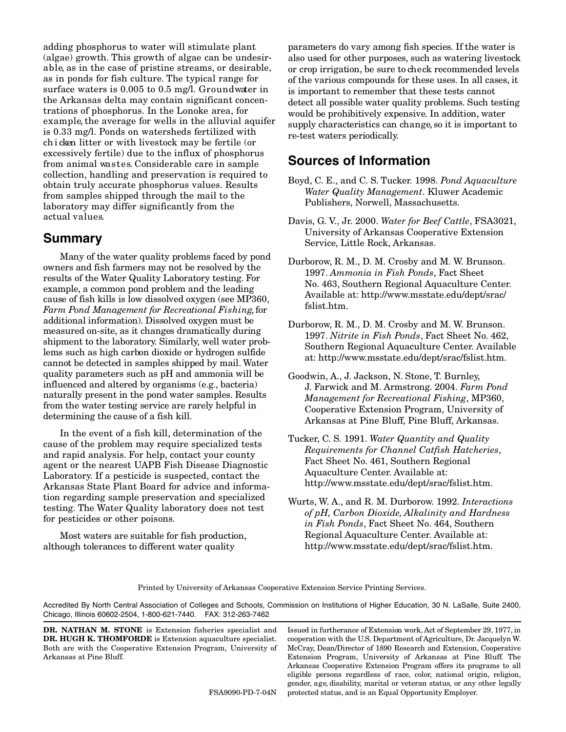adding phosphorus to water will stimulate plant (algae) growth. This growth of algae can be undesirable, as in the case of pristine streams, or desirable, as in ponds for fish culture. The typical range for surface waters is 0.005 to 0.5 mg/l. Groundwater in the Arkansas delta may contain significant concentrations of phosphorus. In the Lonoke area, for example, the average for wells in the alluvial aquifer is 0.33 mg/l. Ponds on watersheds fertilized with chicken litter or with livestock may be fertile (or excessively fertile) due to the influx of phosphorus from animal wastes. Considerable care in sample collection, handling and preservation is required to obtain truly accurate phosphorus values. Results from samples shipped through the mail to the laboratory may differ significantly from the actual values.

## Summary

Many of the water quality problems faced by pond owners and fish farmers may not be resolved by the results of the Water Quality Laboratory testing. For example, a common pond problem and the leading cause of fish kills is low dissolved oxygen (see MP360, *Farm Pond Management for Recreational Fishing*, for additional information). Dissolved oxygen must be measured on-site, as it changes dramatically during shipment to the laboratory. Similarly, well water problems such as high carbon dioxide or hydrogen sulfide cannot be detected in samples shipped by mail. Water quality parameters such as pH and ammonia will be influenced and altered by organisms (e.g., bacteria) naturally present in the pond water samples. Results from the water testing service are rarely helpful in determining the cause of a fish kill.

In the event of a fish kill, determination of the cause of the problem may require specialized tests and rapid analysis. For help, contact your county agent or the nearest UAPB Fish Disease Diagnostic Laboratory. If a pesticide is suspected, contact the Arkansas State Plant Board for advice and information regarding sample preservation and specialized testing. The Water Quality laboratory does not test for pesticides or other poisons.

Most waters are suitable for fish production, although tolerances to different water quality parameters do vary among fish species. If the water is also used for other purposes, such as watering livestock or crop irrigation, be sure to check recommended levels of the various compounds for these uses. In all cases, it is important to remember that these tests cannot detect all possible water quality problems. Such testing would be prohibitively expensive. In addition, water supply characteristics can change, so it is important to re-test waters periodically.

## Sources of Information

Boyd, C. E., and C. S. Tucker. 1998. *Pond Aquaculture Water Quality Management*. Kluwer Academic Publishers, Norwell, Massachusetts.

Davis, G. V., Jr. 2000. *Water for Beef Cattle*, FSA3021, University of Arkansas Cooperative Extension Service, Little Rock, Arkansas.

Durborow, R. M., D. M. Crosby and M. W. Brunson. 1997. *Ammonia in Fish Ponds*, Fact Sheet No. 463, Southern Regional Aquaculture Center. Available at: http://www.msstate.edu/dept/srac/fslist.htm.

Durborow, R. M., D. M. Crosby and M. W. Brunson. 1997. *Nitrite in Fish Ponds*, Fact Sheet No. 462, Southern Regional Aquaculture Center. Available at: http://www.msstate.edu/dept/srac/fslist.htm.

Goodwin, A., J. Jackson, N. Stone, T. Burnley, J. Farwick and M. Armstrong. 2004. *Farm Pond Management for Recreational Fishing*, MP360, Cooperative Extension Program, University of Arkansas at Pine Bluff, Pine Bluff, Arkansas.

Tucker, C. S. 1991. *Water Quantity and Quality Requirements for Channel Catfish Hatcheries*, Fact Sheet No. 461, Southern Regional Aquaculture Center. Available at: http://www.msstate.edu/dept/srac/fslist.htm.

Wurts, W. A., and R. M. Durborow. 1992. *Interactions of pH, Carbon Dioxide, Alkalinity and Hardness in Fish Ponds*, Fact Sheet No. 464, Southern Regional Aquaculture Center. Available at: http://www.msstate.edu/dept/srac/fslist.htm.

Printed by University of Arkansas Cooperative Extension Service Printing Services.

Accredited By North Central Association of Colleges and Schools, Commission on Institutions of Higher Education, 30 N. LaSalle, Suite 2400, Chicago, Illinois 60602-2504, 1-800-621-7440. FAX: 312-263-7462

**DR. NATHAN M. STONE** is Extension fisheries specialist and **DR. HUGH K. THOMFORDE** is Extension aquaculture specialist. Both are with the Cooperative Extension Program, University of Arkansas at Pine Bluff.

FSA9090-PD-7-04N

Issued in furtherance of Extension work, Act of September 29, 1977, in cooperation with the U.S. Department of Agriculture, Dr. Jacquelyn W. McCray, Dean/Director of 1890 Research and Extension, Cooperative Extension Program, University of Arkansas at Pine Bluff. The Arkansas Cooperative Extension Program offers its programs to all eligible persons regardless of race, color, national origin, religion, gender, age, disability, marital or veteran status, or any other legally protected status, and is an Equal Opportunity Employer.